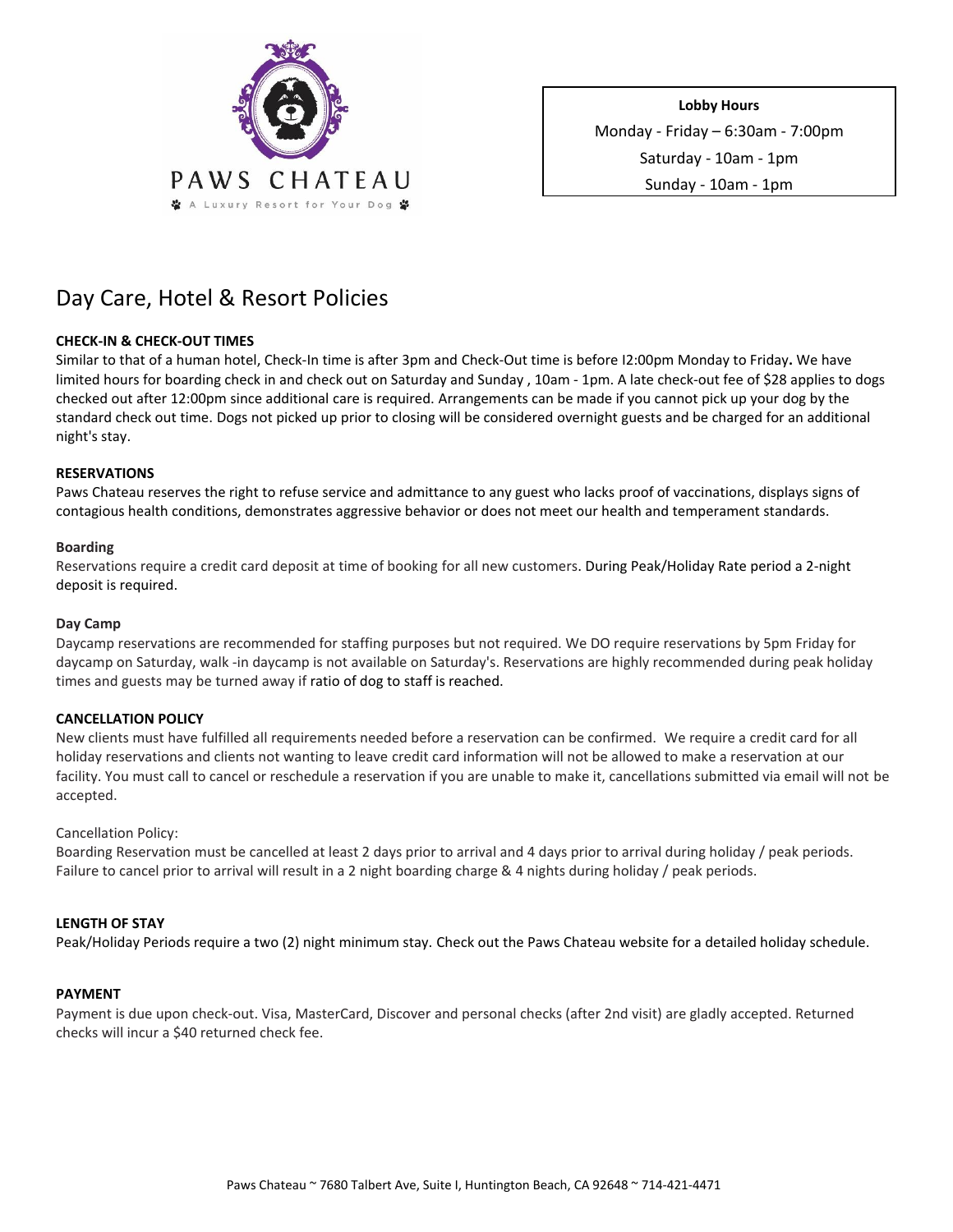PAWS CHATEAU

A Luxury Resort for Your Dog

**Lobby Hours**

Monday - Friday – 6:30am - 7:00pm

Saturday - 10am - 1pm

Sunday - 10am - 1pm

# Day Care, Hotel & Resort Policies

**CHECK-IN & CHECK-OUT TIMES**

Similar to that of a human hotel, Check-In time is after 3pm and Check-Out time is before I2:00pm Monday to Friday**.** We have limited hours for boarding check in and check out on Saturday and Sunday , 10am - 1pm. A late check-out fee of $28 applies to dogs checked out after 12:00pm since additional care is required. Arrangements can be made if you cannot pick up your dog by the standard check out time. Dogs not picked up prior to closing will be considered overnight guests and be charged for an additional night's stay.

**RESERVATIONS**

Paws Chateau reserves the right to refuse service and admittance to any guest who lacks proof of vaccinations, displays signs of contagious health conditions, demonstrates aggressive behavior or does not meet our health and temperament standards.

**Boarding**

Reservations require a credit card deposit at time of booking for all new customers. During Peak/Holiday Rate period a 2-night deposit is required.

**Day Camp**

Daycamp reservations are recommended for staffing purposes but not required. We DO require reservations by 5pm Friday for daycamp on Saturday, walk -in daycamp is not available on Saturday's. Reservations are highly recommended during peak holiday times and guests may be turned away if ratio of dog to staff is reached.

**CANCELLATION POLICY**

New clients must have fulfilled all requirements needed before a reservation can be confirmed. We require a credit card for all holiday reservations and clients not wanting to leave credit card information will not be allowed to make a reservation at our facility. You must call to cancel or reschedule a reservation if you are unable to make it, cancellations submitted via email will not be accepted.

Cancellation Policy:

Boarding Reservation must be cancelled at least 2 days prior to arrival and 4 days prior to arrival during holiday / peak periods. Failure to cancel prior to arrival will result in a 2 night boarding charge & 4 nights during holiday / peak periods.

**LENGTH OF STAY**

Peak/Holiday Periods require a two (2) night minimum stay. Check out the Paws Chateau website for a detailed holiday schedule.

**PAYMENT**

Payment is due upon check-out. Visa, MasterCard, Discover and personal checks (after 2nd visit) are gladly accepted. Returned checks will incur a $40 returned check fee.

Paws Chateau ~ 7680 Talbert Ave, Suite I, Huntington Beach, CA 92648 ~ 714-421-4471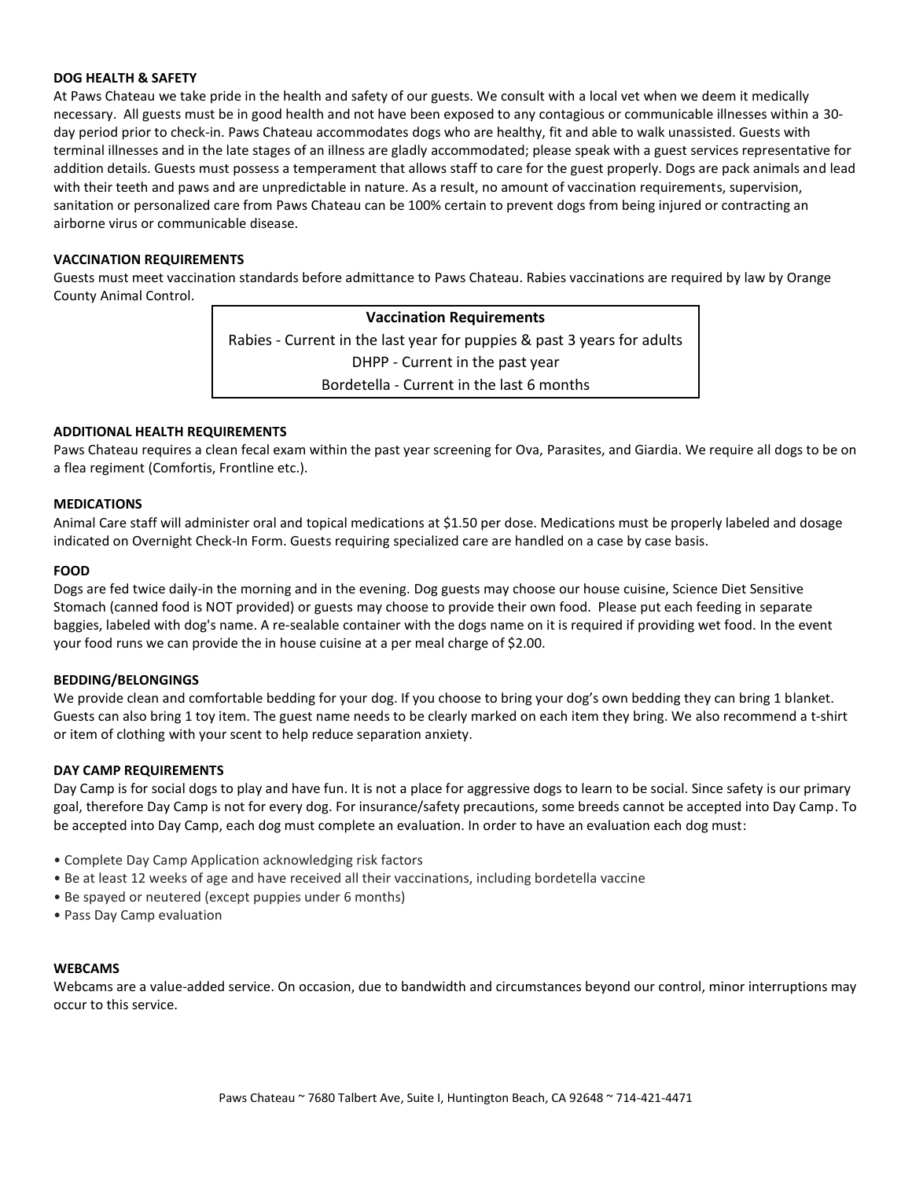**DOG HEALTH & SAFETY**

At Paws Chateau we take pride in the health and safety of our guests. We consult with a local vet when we deem it medically necessary. All guests must be in good health and not have been exposed to any contagious or communicable illnesses within a 30-day period prior to check-in. Paws Chateau accommodates dogs who are healthy, fit and able to walk unassisted. Guests with terminal illnesses and in the late stages of an illness are gladly accommodated; please speak with a guest services representative for addition details. Guests must possess a temperament that allows staff to care for the guest properly. Dogs are pack animals and lead with their teeth and paws and are unpredictable in nature. As a result, no amount of vaccination requirements, supervision, sanitation or personalized care from Paws Chateau can be 100% certain to prevent dogs from being injured or contracting an airborne virus or communicable disease.

**VACCINATION REQUIREMENTS**

Guests must meet vaccination standards before admittance to Paws Chateau. Rabies vaccinations are required by law by Orange County Animal Control.

| **Vaccination Requirements** |
| --- |
| Rabies - Current in the last year for puppies & past 3 years for adults |
| DHPP - Current in the past year |
| Bordetella - Current in the last 6 months |

**ADDITIONAL HEALTH REQUIREMENTS**

Paws Chateau requires a clean fecal exam within the past year screening for Ova, Parasites, and Giardia. We require all dogs to be on a flea regiment (Comfortis, Frontline etc.).

**MEDICATIONS**

Animal Care staff will administer oral and topical medications at $1.50 per dose. Medications must be properly labeled and dosage indicated on Overnight Check-In Form. Guests requiring specialized care are handled on a case by case basis.

**FOOD**

Dogs are fed twice daily-in the morning and in the evening. Dog guests may choose our house cuisine, Science Diet Sensitive Stomach (canned food is NOT provided) or guests may choose to provide their own food. Please put each feeding in separate baggies, labeled with dog's name. A re-sealable container with the dogs name on it is required if providing wet food. In the event your food runs we can provide the in house cuisine at a per meal charge of $2.00.

**BEDDING/BELONGINGS**

We provide clean and comfortable bedding for your dog. If you choose to bring your dog's own bedding they can bring 1 blanket. Guests can also bring 1 toy item. The guest name needs to be clearly marked on each item they bring. We also recommend a t-shirt or item of clothing with your scent to help reduce separation anxiety.

**DAY CAMP REQUIREMENTS**

Day Camp is for social dogs to play and have fun. It is not a place for aggressive dogs to learn to be social. Since safety is our primary goal, therefore Day Camp is not for every dog. For insurance/safety precautions, some breeds cannot be accepted into Day Camp. To be accepted into Day Camp, each dog must complete an evaluation. In order to have an evaluation each dog must:

- Complete Day Camp Application acknowledging risk factors
- Be at least 12 weeks of age and have received all their vaccinations, including bordetella vaccine
- Be spayed or neutered (except puppies under 6 months)
- Pass Day Camp evaluation

**WEBCAMS**

Webcams are a value-added service. On occasion, due to bandwidth and circumstances beyond our control, minor interruptions may occur to this service.

Paws Chateau ~ 7680 Talbert Ave, Suite I, Huntington Beach, CA 92648 ~ 714-421-4471